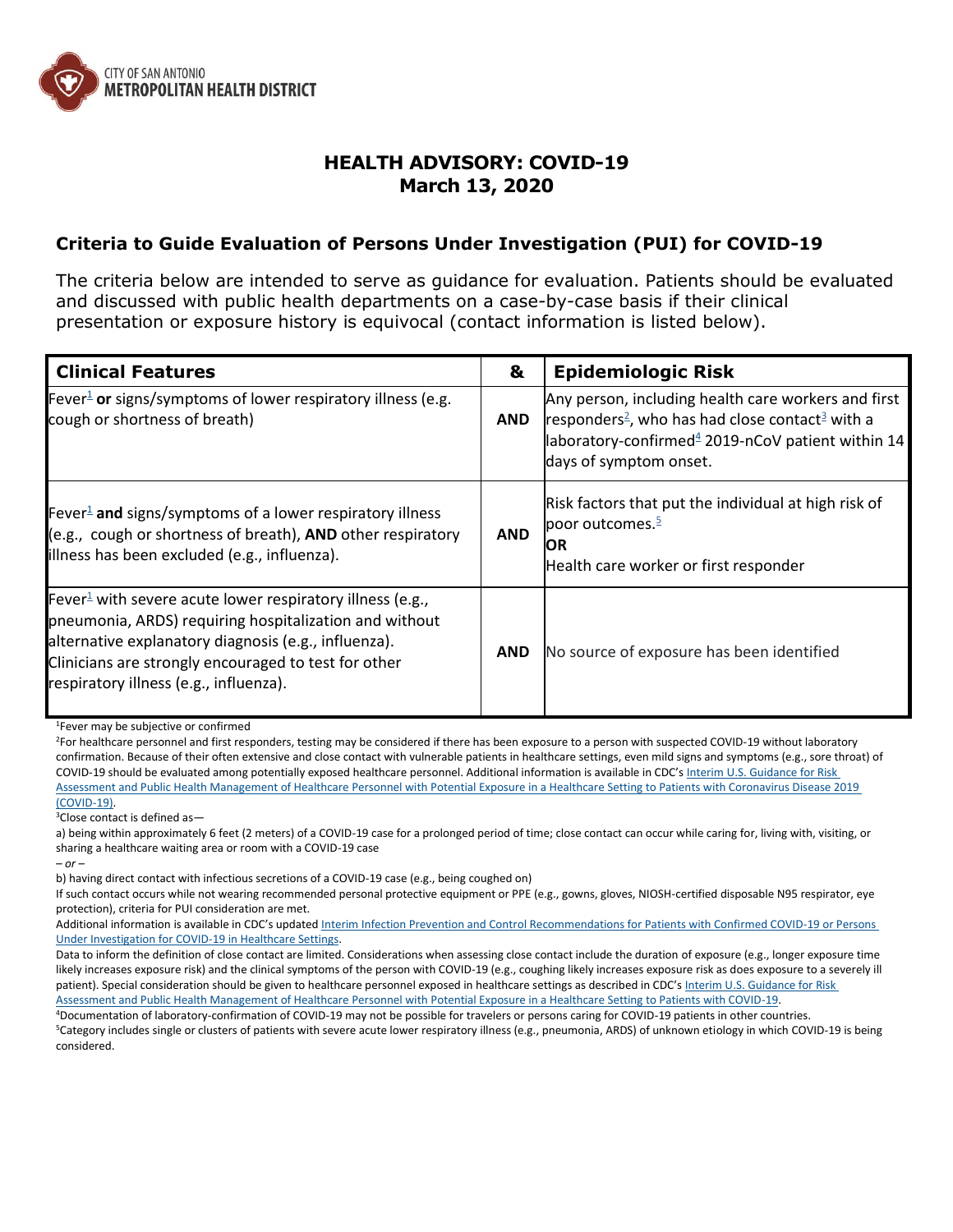CITY OF SAN ANTONIO
**METROPOLITAN HEALTH DISTRICT**

# HEALTH ADVISORY: COVID-19
# March 13, 2020

## Criteria to Guide Evaluation of Persons Under Investigation (PUI) for COVID-19

The criteria below are intended to serve as guidance for evaluation. Patients should be evaluated and discussed with public health departments on a case-by-case basis if their clinical presentation or exposure history is equivocal (contact information is listed below).

| Clinical Features | & | Epidemiologic Risk |
|---|---|---|
| Fever[1] **or** signs/symptoms of lower respiratory illness (e.g. cough or shortness of breath) | **AND** | Any person, including health care workers and first responders[2], who has had close contact[3] with a laboratory-confirmed[4] 2019-nCoV patient within 14 days of symptom onset. |
| Fever[1] **and** signs/symptoms of a lower respiratory illness (e.g., cough or shortness of breath), **AND** other respiratory illness has been excluded (e.g., influenza). | **AND** | Risk factors that put the individual at high risk of poor outcomes.[5] **OR** Health care worker or first responder |
| Fever[1] with severe acute lower respiratory illness (e.g., pneumonia, ARDS) requiring hospitalization and without alternative explanatory diagnosis (e.g., influenza). Clinicians are strongly encouraged to test for other respiratory illness (e.g., influenza). | **AND** | No source of exposure has been identified |

[1]Fever may be subjective or confirmed

[2]For healthcare personnel and first responders, testing may be considered if there has been exposure to a person with suspected COVID-19 without laboratory confirmation. Because of their often extensive and close contact with vulnerable patients in healthcare settings, even mild signs and symptoms (e.g., sore throat) of COVID-19 should be evaluated among potentially exposed healthcare personnel. Additional information is available in CDC's Interim U.S. Guidance for Risk Assessment and Public Health Management of Healthcare Personnel with Potential Exposure in a Healthcare Setting to Patients with Coronavirus Disease 2019 (COVID-19).

[3]Close contact is defined as—

a) being within approximately 6 feet (2 meters) of a COVID-19 case for a prolonged period of time; close contact can occur while caring for, living with, visiting, or sharing a healthcare waiting area or room with a COVID-19 case

*– or –*

b) having direct contact with infectious secretions of a COVID-19 case (e.g., being coughed on)

If such contact occurs while not wearing recommended personal protective equipment or PPE (e.g., gowns, gloves, NIOSH-certified disposable N95 respirator, eye protection), criteria for PUI consideration are met.

Additional information is available in CDC's updated Interim Infection Prevention and Control Recommendations for Patients with Confirmed COVID-19 or Persons Under Investigation for COVID-19 in Healthcare Settings.

Data to inform the definition of close contact are limited. Considerations when assessing close contact include the duration of exposure (e.g., longer exposure time likely increases exposure risk) and the clinical symptoms of the person with COVID-19 (e.g., coughing likely increases exposure risk as does exposure to a severely ill patient). Special consideration should be given to healthcare personnel exposed in healthcare settings as described in CDC's Interim U.S. Guidance for Risk Assessment and Public Health Management of Healthcare Personnel with Potential Exposure in a Healthcare Setting to Patients with COVID-19.

[4]Documentation of laboratory-confirmation of COVID-19 may not be possible for travelers or persons caring for COVID-19 patients in other countries.

[5]Category includes single or clusters of patients with severe acute lower respiratory illness (e.g., pneumonia, ARDS) of unknown etiology in which COVID-19 is being considered.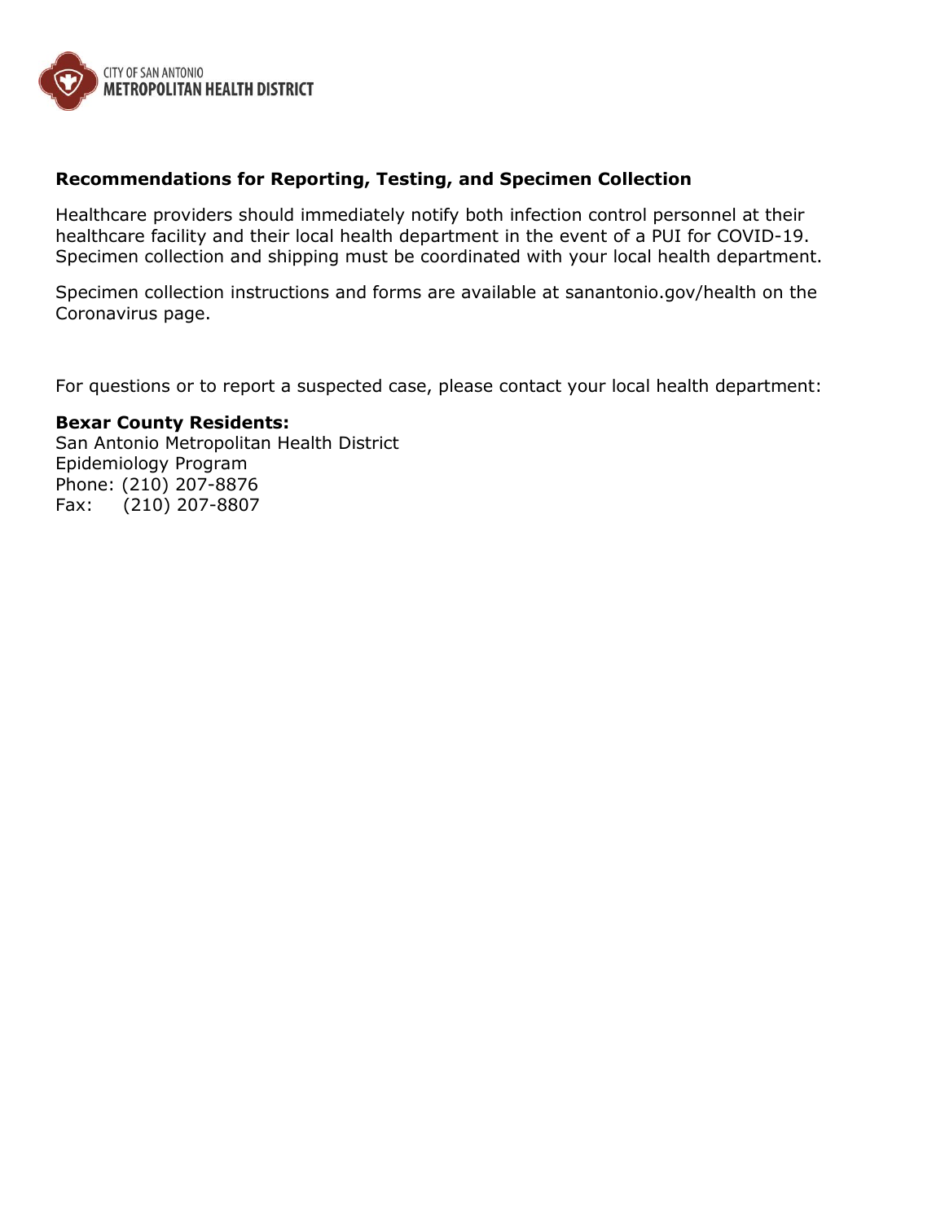## Recommendations for Reporting, Testing, and Specimen Collection

Healthcare providers should immediately notify both infection control personnel at their healthcare facility and their local health department in the event of a PUI for COVID-19. Specimen collection and shipping must be coordinated with your local health department.

Specimen collection instructions and forms are available at sanantonio.gov/health on the Coronavirus page.

For questions or to report a suspected case, please contact your local health department:

**Bexar County Residents:**
San Antonio Metropolitan Health District
Epidemiology Program
Phone: (210) 207-8876
Fax: (210) 207-8807